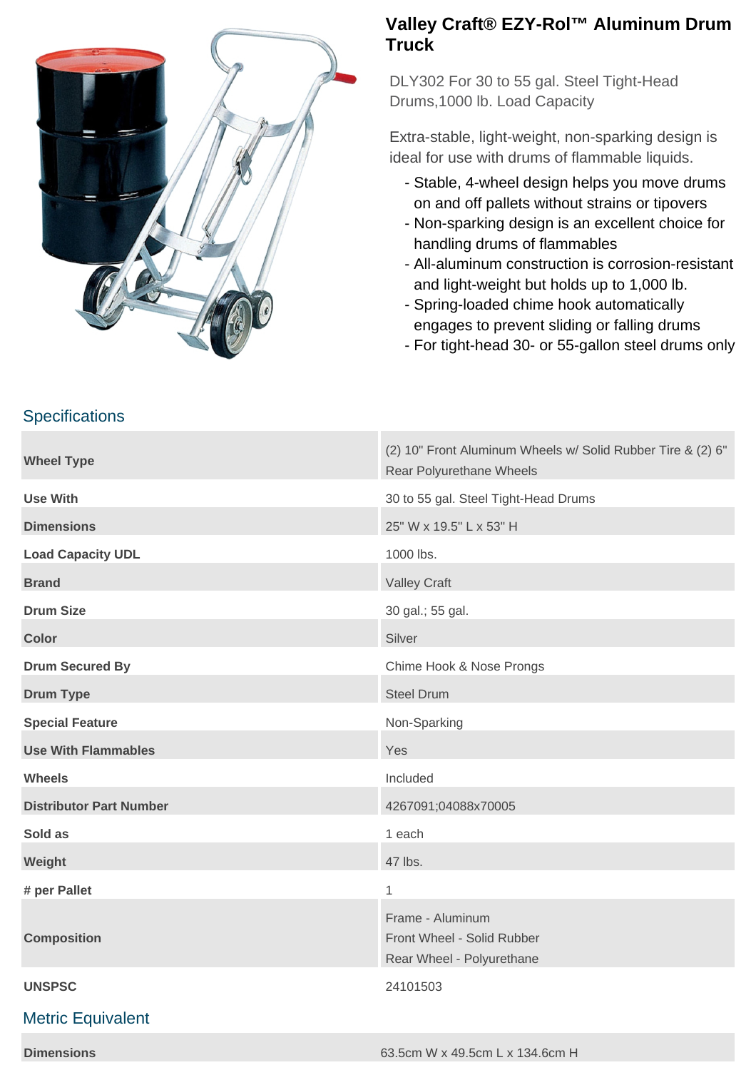# Valley Craft® EZY-Rol™ Aluminum Drum Truck

DLY302 For 30 to 55 gal. Steel Tight-Head Drums,1000 lb. Load Capacity

Extra-stable, light-weight, non-sparking design is ideal for use with drums of flammable liquids.

- Stable, 4-wheel design helps you move drums on and off pallets without strains or tipovers
- Non-sparking design is an excellent choice for handling drums of flammables
- All-aluminum construction is corrosion-resistant and light-weight but holds up to 1,000 lb.
- Spring-loaded chime hook automatically engages to prevent sliding or falling drums
- For tight-head 30- or 55-gallon steel drums only

## Specifications

| | |
|---|---|
| **Wheel Type** | (2) 10" Front Aluminum Wheels w/ Solid Rubber Tire & (2) 6" Rear Polyurethane Wheels |
| **Use With** | 30 to 55 gal. Steel Tight-Head Drums |
| **Dimensions** | 25" W x 19.5" L x 53" H |
| **Load Capacity UDL** | 1000 lbs. |
| **Brand** | Valley Craft |
| **Drum Size** | 30 gal.; 55 gal. |
| **Color** | Silver |
| **Drum Secured By** | Chime Hook & Nose Prongs |
| **Drum Type** | Steel Drum |
| **Special Feature** | Non-Sparking |
| **Use With Flammables** | Yes |
| **Wheels** | Included |
| **Distributor Part Number** | 4267091;04088x70005 |
| **Sold as** | 1 each |
| **Weight** | 47 lbs. |
| **# per Pallet** | 1 |
| **Composition** | Frame - Aluminum<br>Front Wheel - Solid Rubber<br>Rear Wheel - Polyurethane |
| **UNSPSC** | 24101503 |

## Metric Equivalent

| | |
|---|---|
| **Dimensions** | 63.5cm W x 49.5cm L x 134.6cm H |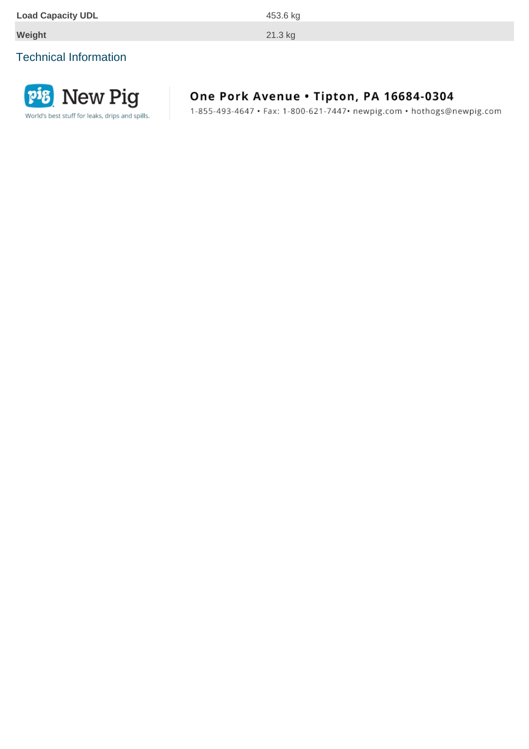| | |
|---|---|
| **Load Capacity UDL** | 453.6 kg |
| **Weight** | 21.3 kg |

## Technical Information

New Pig

World's best stuff for leaks, drips and spills.

**One Pork Avenue • Tipton, PA 16684-0304**

1-855-493-4647 • Fax: 1-800-621-7447• newpig.com • hothogs@newpig.com